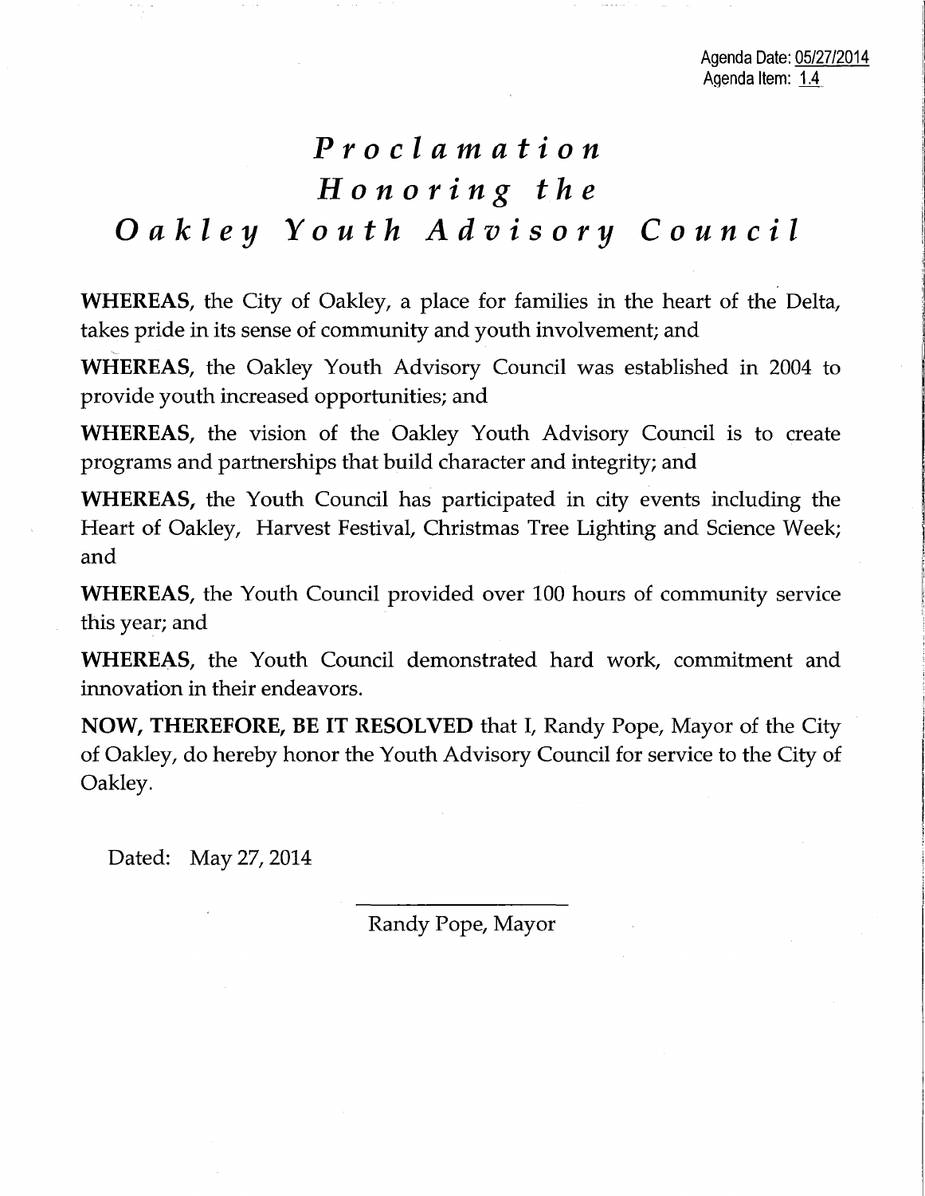Agenda Date: 05/27/2014
Agenda Item: 1.4

# *Proclamation Honoring the Oakley Youth Advisory Council*

**WHEREAS,** the City of Oakley, a place for families in the heart of the Delta, takes pride in its sense of community and youth involvement; and

**WHEREAS,** the Oakley Youth Advisory Council was established in 2004 to provide youth increased opportunities; and

**WHEREAS,** the vision of the Oakley Youth Advisory Council is to create programs and partnerships that build character and integrity; and

**WHEREAS,** the Youth Council has participated in city events including the Heart of Oakley, Harvest Festival, Christmas Tree Lighting and Science Week; and

**WHEREAS,** the Youth Council provided over 100 hours of community service this year; and

**WHEREAS,** the Youth Council demonstrated hard work, commitment and innovation in their endeavors.

**NOW, THEREFORE, BE IT RESOLVED** that I, Randy Pope, Mayor of the City of Oakley, do hereby honor the Youth Advisory Council for service to the City of Oakley.

Dated: May 27, 2014

Randy Pope, Mayor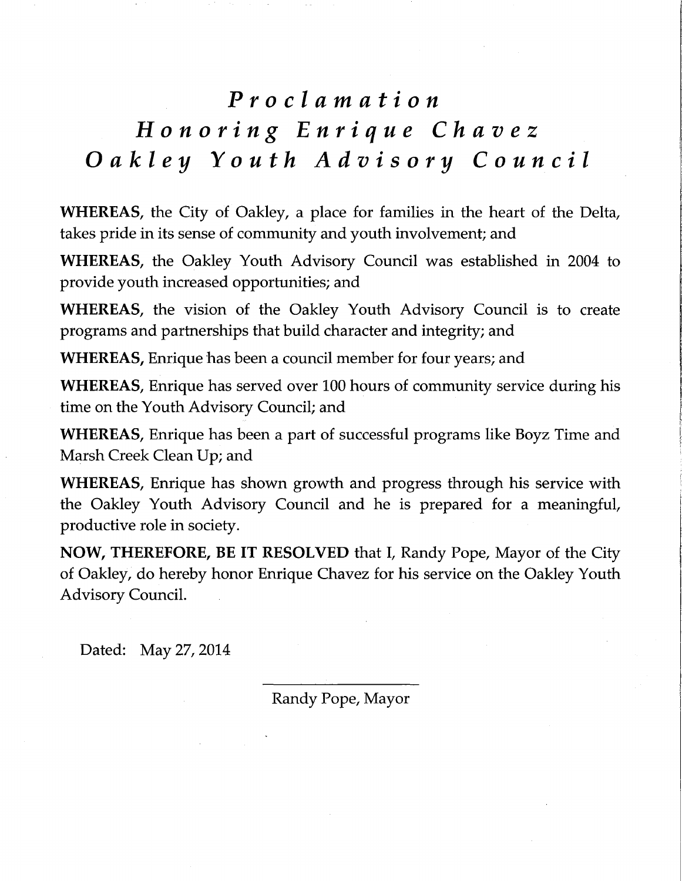# *Proclamation*
# *Honoring Enrique Chavez*
# *Oakley Youth Advisory Council*

**WHEREAS,** the City of Oakley, a place for families in the heart of the Delta, takes pride in its sense of community and youth involvement; and

**WHEREAS,** the Oakley Youth Advisory Council was established in 2004 to provide youth increased opportunities; and

**WHEREAS,** the vision of the Oakley Youth Advisory Council is to create programs and partnerships that build character and integrity; and

**WHEREAS,** Enrique has been a council member for four years; and

**WHEREAS,** Enrique has served over 100 hours of community service during his time on the Youth Advisory Council; and

**WHEREAS,** Enrique has been a part of successful programs like Boyz Time and Marsh Creek Clean Up; and

**WHEREAS,** Enrique has shown growth and progress through his service with the Oakley Youth Advisory Council and he is prepared for a meaningful, productive role in society.

**NOW, THEREFORE, BE IT RESOLVED** that I, Randy Pope, Mayor of the City of Oakley, do hereby honor Enrique Chavez for his service on the Oakley Youth Advisory Council.

Dated: May 27, 2014

Randy Pope, Mayor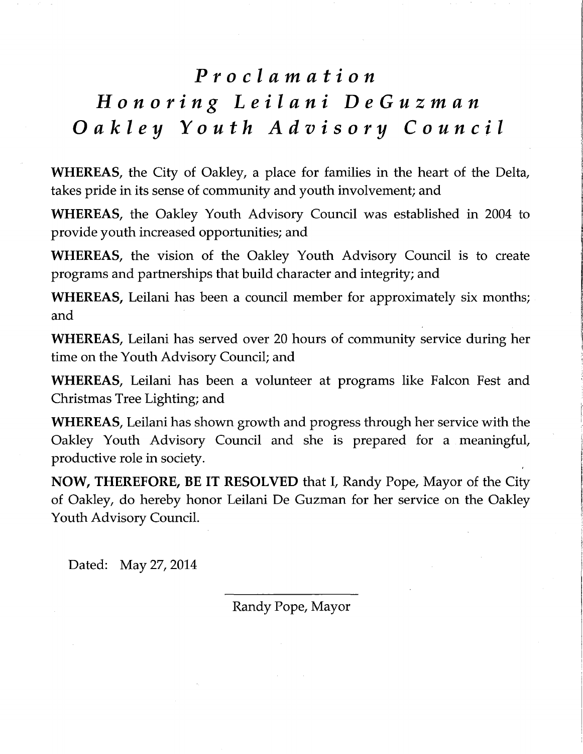# *Proclamation*
# *Honoring Leilani DeGuzman*
# *Oakley Youth Advisory Council*

**WHEREAS**, the City of Oakley, a place for families in the heart of the Delta, takes pride in its sense of community and youth involvement; and

**WHEREAS**, the Oakley Youth Advisory Council was established in 2004 to provide youth increased opportunities; and

**WHEREAS**, the vision of the Oakley Youth Advisory Council is to create programs and partnerships that build character and integrity; and

**WHEREAS**, Leilani has been a council member for approximately six months; and

**WHEREAS**, Leilani has served over 20 hours of community service during her time on the Youth Advisory Council; and

**WHEREAS**, Leilani has been a volunteer at programs like Falcon Fest and Christmas Tree Lighting; and

**WHEREAS**, Leilani has shown growth and progress through her service with the Oakley Youth Advisory Council and she is prepared for a meaningful, productive role in society.

**NOW, THEREFORE, BE IT RESOLVED** that I, Randy Pope, Mayor of the City of Oakley, do hereby honor Leilani De Guzman for her service on the Oakley Youth Advisory Council.

Dated: May 27, 2014

Randy Pope, Mayor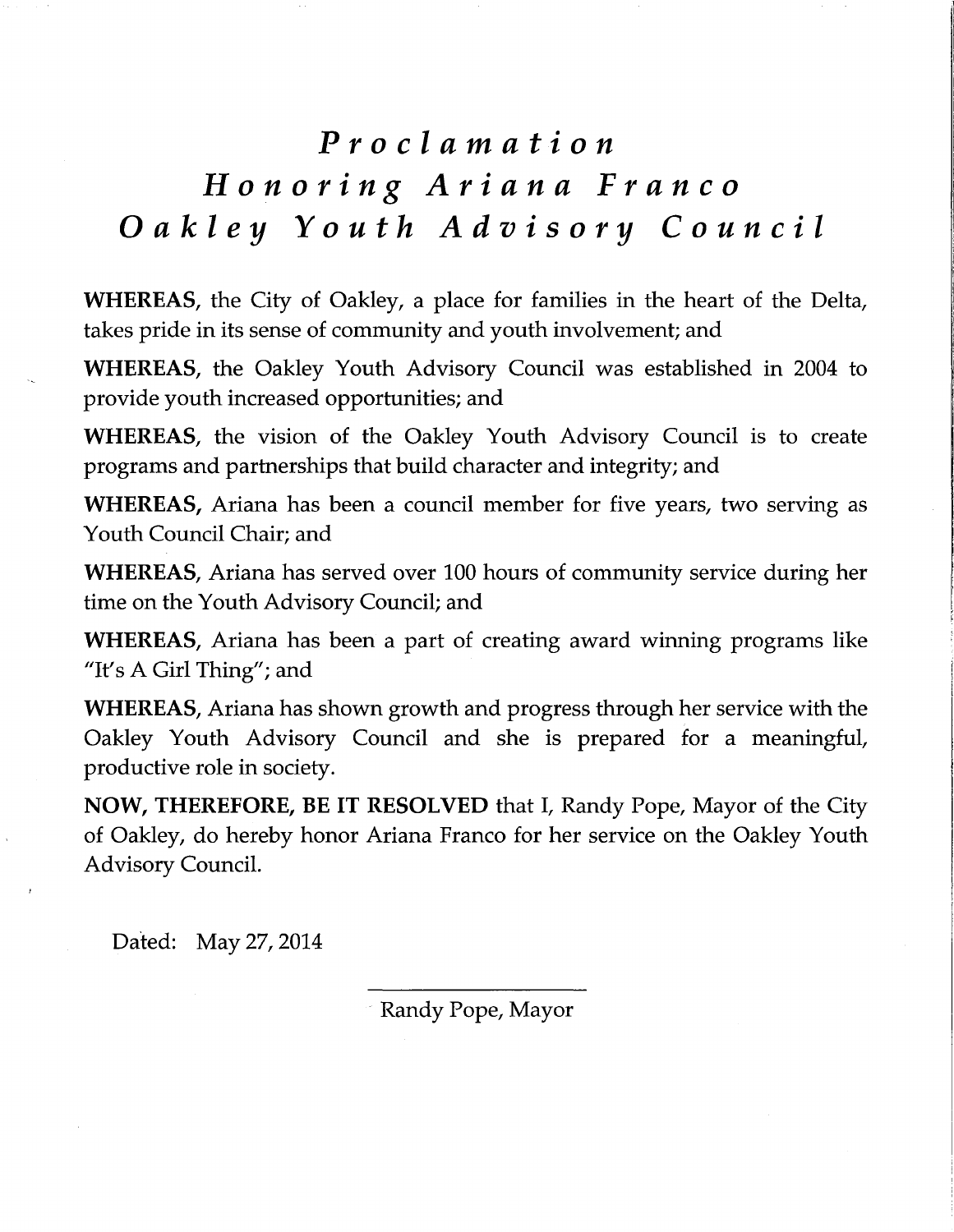# *Proclamation*
# *Honoring Ariana Franco*
# *Oakley Youth Advisory Council*

**WHEREAS,** the City of Oakley, a place for families in the heart of the Delta, takes pride in its sense of community and youth involvement; and

**WHEREAS,** the Oakley Youth Advisory Council was established in 2004 to provide youth increased opportunities; and

**WHEREAS,** the vision of the Oakley Youth Advisory Council is to create programs and partnerships that build character and integrity; and

**WHEREAS,** Ariana has been a council member for five years, two serving as Youth Council Chair; and

**WHEREAS,** Ariana has served over 100 hours of community service during her time on the Youth Advisory Council; and

**WHEREAS,** Ariana has been a part of creating award winning programs like "It's A Girl Thing"; and

**WHEREAS,** Ariana has shown growth and progress through her service with the Oakley Youth Advisory Council and she is prepared for a meaningful, productive role in society.

**NOW, THEREFORE, BE IT RESOLVED** that I, Randy Pope, Mayor of the City of Oakley, do hereby honor Ariana Franco for her service on the Oakley Youth Advisory Council.

Dated: May 27, 2014

Randy Pope, Mayor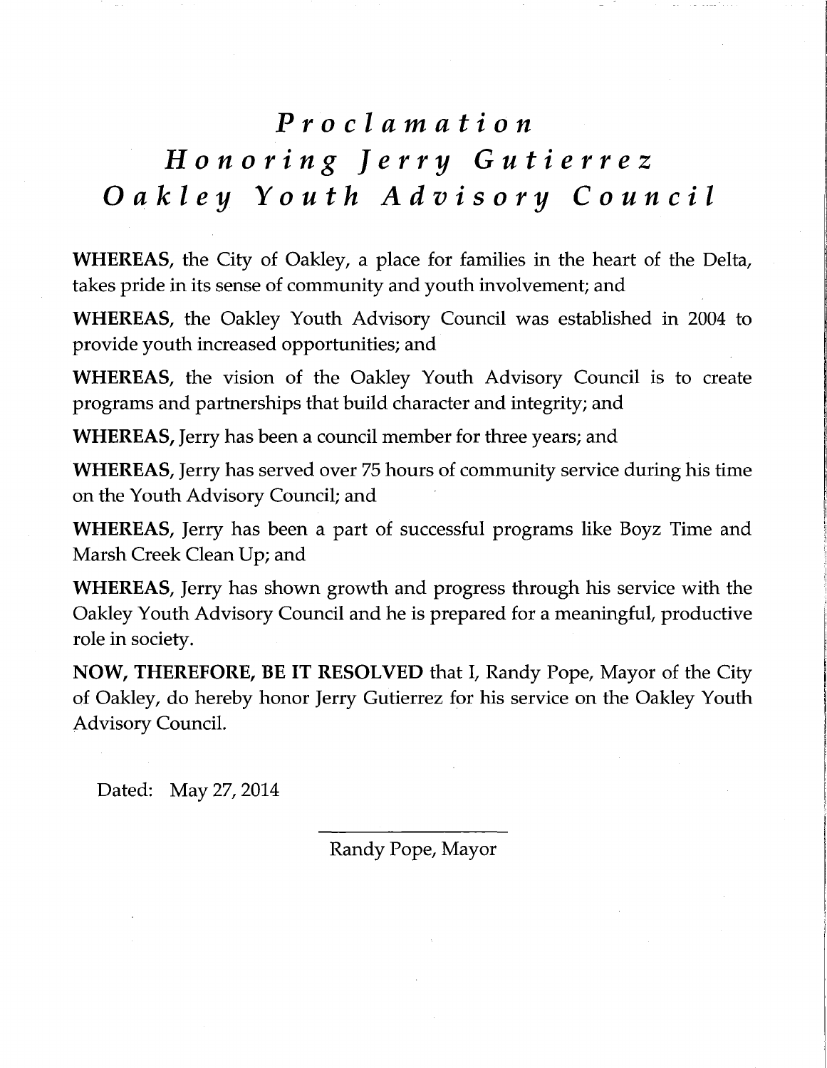# *Proclamation*
# *Honoring Jerry Gutierrez*
# *Oakley Youth Advisory Council*

**WHEREAS,** the City of Oakley, a place for families in the heart of the Delta, takes pride in its sense of community and youth involvement; and

**WHEREAS,** the Oakley Youth Advisory Council was established in 2004 to provide youth increased opportunities; and

**WHEREAS,** the vision of the Oakley Youth Advisory Council is to create programs and partnerships that build character and integrity; and

**WHEREAS,** Jerry has been a council member for three years; and

**WHEREAS,** Jerry has served over 75 hours of community service during his time on the Youth Advisory Council; and

**WHEREAS,** Jerry has been a part of successful programs like Boyz Time and Marsh Creek Clean Up; and

**WHEREAS,** Jerry has shown growth and progress through his service with the Oakley Youth Advisory Council and he is prepared for a meaningful, productive role in society.

**NOW, THEREFORE, BE IT RESOLVED** that I, Randy Pope, Mayor of the City of Oakley, do hereby honor Jerry Gutierrez for his service on the Oakley Youth Advisory Council.

Dated: May 27, 2014

Randy Pope, Mayor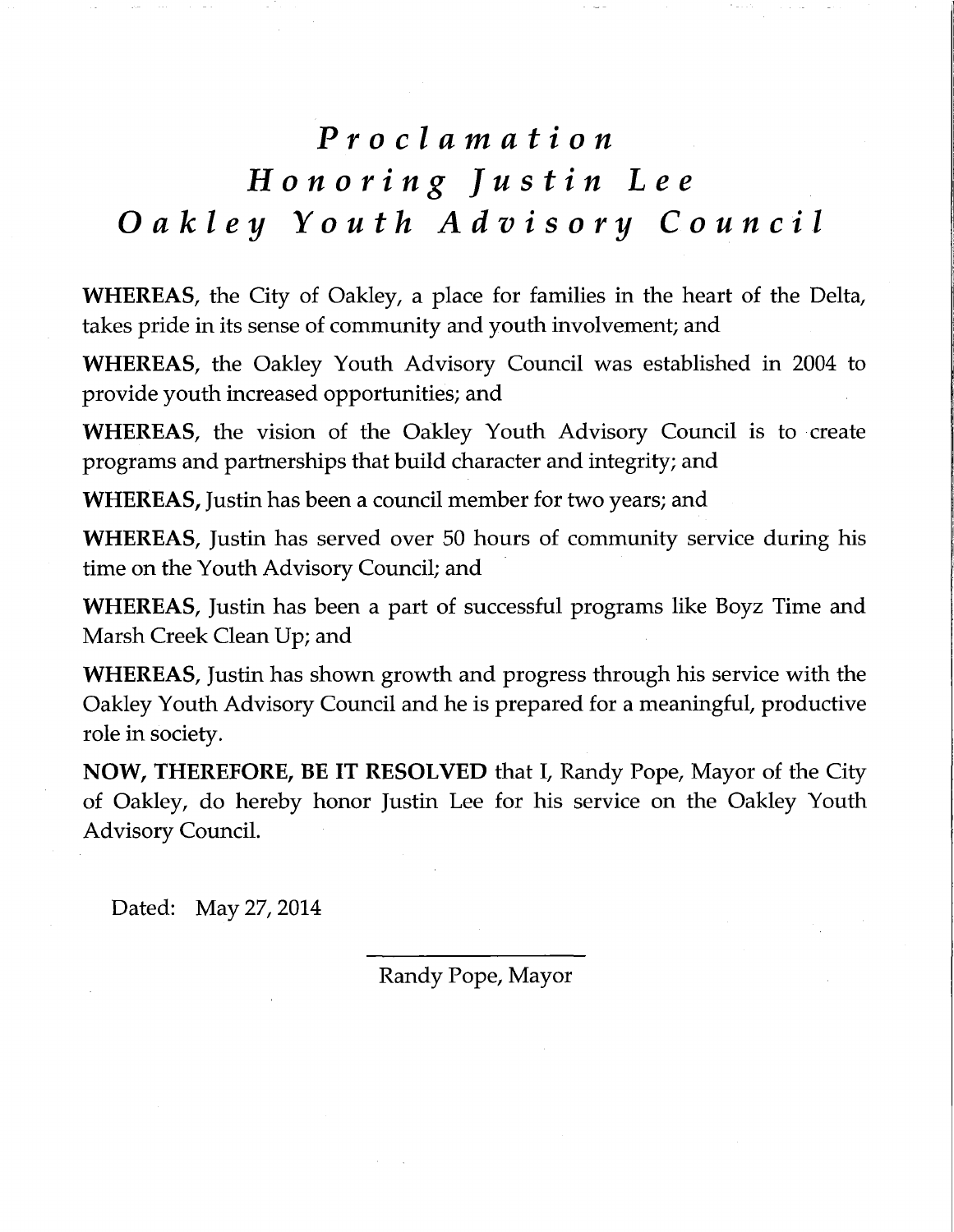# *Proclamation*
# *Honoring Justin Lee*
# *Oakley Youth Advisory Council*

**WHEREAS,** the City of Oakley, a place for families in the heart of the Delta, takes pride in its sense of community and youth involvement; and

**WHEREAS,** the Oakley Youth Advisory Council was established in 2004 to provide youth increased opportunities; and

**WHEREAS,** the vision of the Oakley Youth Advisory Council is to create programs and partnerships that build character and integrity; and

**WHEREAS,** Justin has been a council member for two years; and

**WHEREAS,** Justin has served over 50 hours of community service during his time on the Youth Advisory Council; and

**WHEREAS,** Justin has been a part of successful programs like Boyz Time and Marsh Creek Clean Up; and

**WHEREAS,** Justin has shown growth and progress through his service with the Oakley Youth Advisory Council and he is prepared for a meaningful, productive role in society.

**NOW, THEREFORE, BE IT RESOLVED** that I, Randy Pope, Mayor of the City of Oakley, do hereby honor Justin Lee for his service on the Oakley Youth Advisory Council.

Dated: May 27, 2014

Randy Pope, Mayor